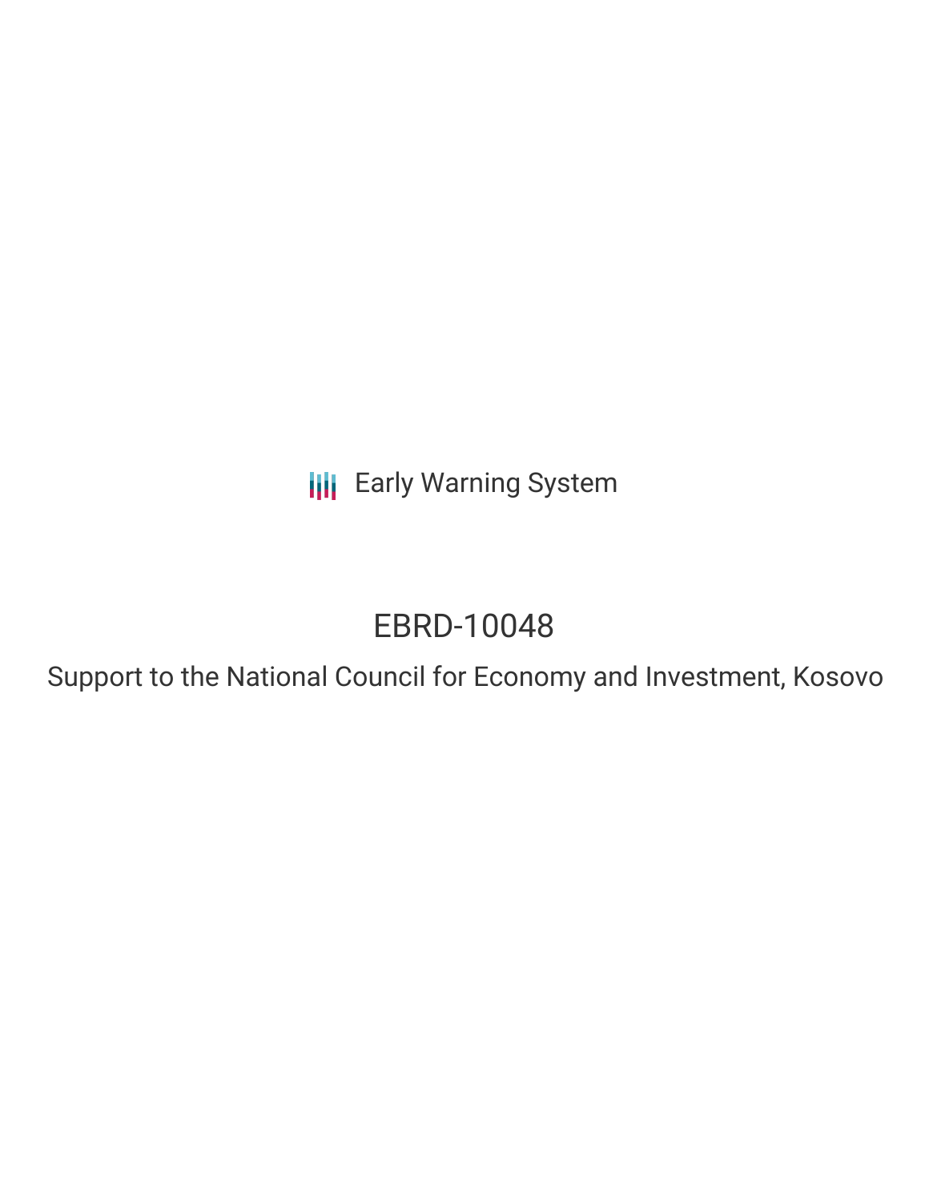Early Warning System

# EBRD-10048

## Support to the National Council for Economy and Investment, Kosovo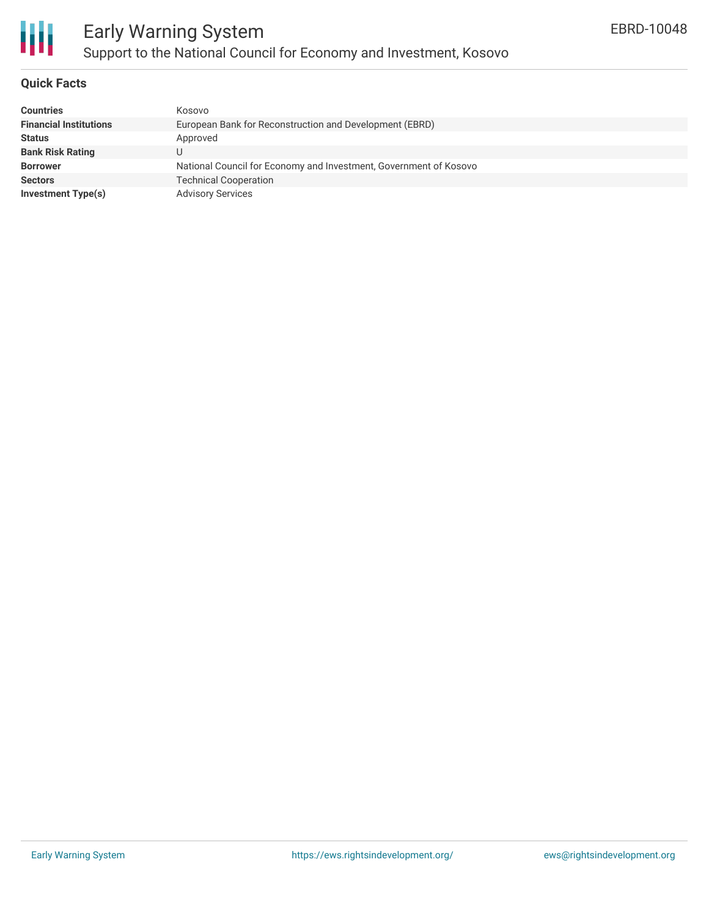## Quick Facts

| | |
|---|---|
| **Countries** | Kosovo |
| **Financial Institutions** | European Bank for Reconstruction and Development (EBRD) |
| **Status** | Approved |
| **Bank Risk Rating** | U |
| **Borrower** | National Council for Economy and Investment, Government of Kosovo |
| **Sectors** | Technical Cooperation |
| **Investment Type(s)** | Advisory Services |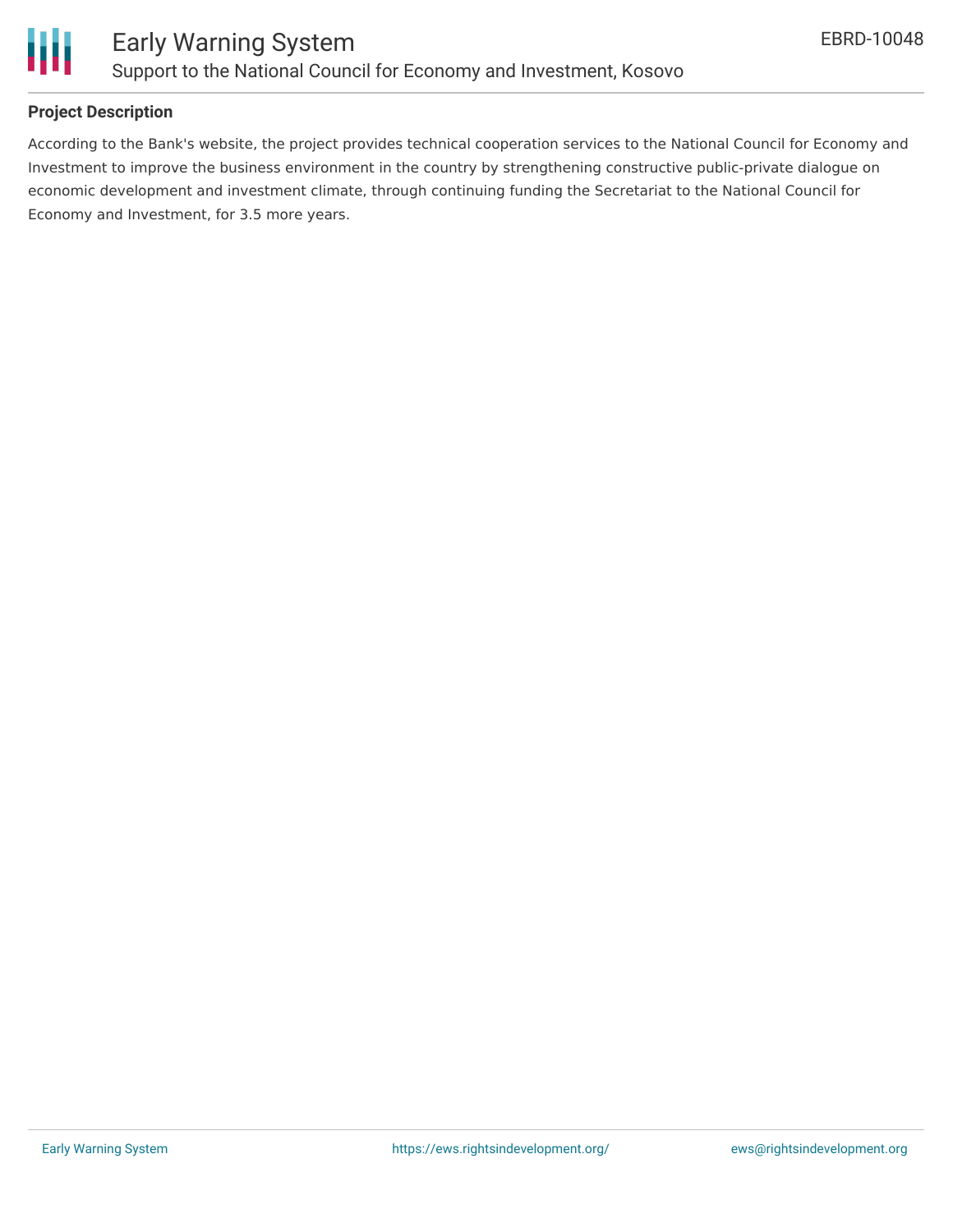## Project Description

According to the Bank's website, the project provides technical cooperation services to the National Council for Economy and Investment to improve the business environment in the country by strengthening constructive public-private dialogue on economic development and investment climate, through continuing funding the Secretariat to the National Council for Economy and Investment, for 3.5 more years.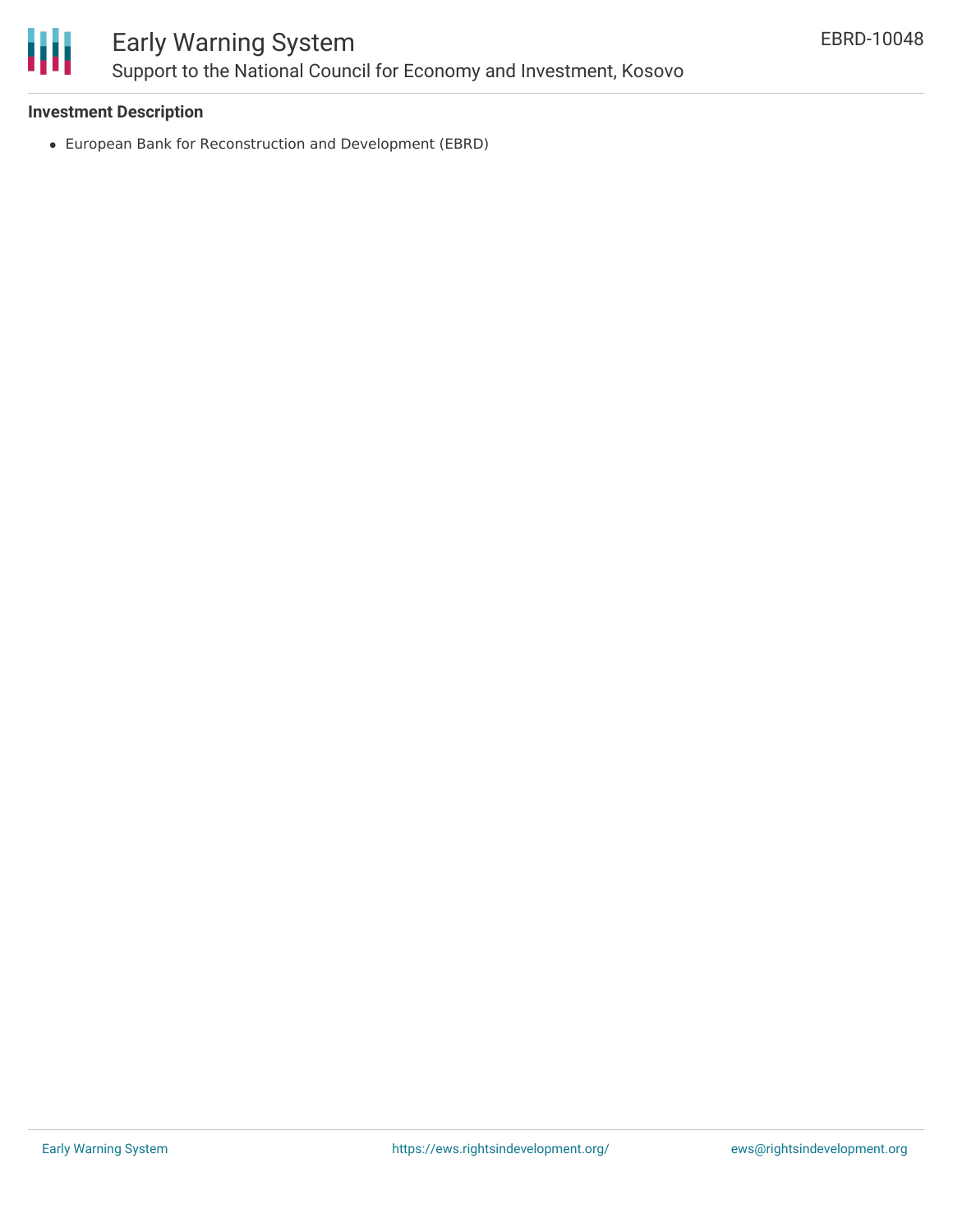### Investment Description

- European Bank for Reconstruction and Development (EBRD)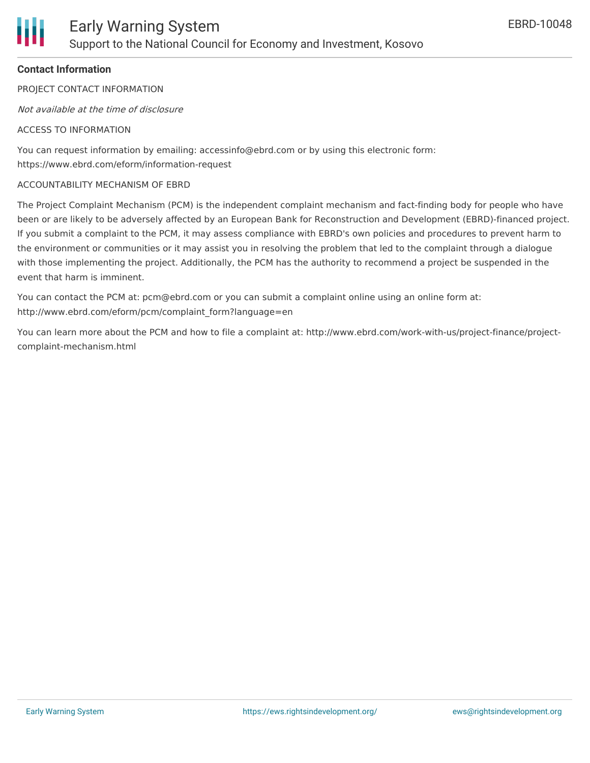**Contact Information**

PROJECT CONTACT INFORMATION

*Not available at the time of disclosure*

ACCESS TO INFORMATION

You can request information by emailing: accessinfo@ebrd.com or by using this electronic form: https://www.ebrd.com/eform/information-request

ACCOUNTABILITY MECHANISM OF EBRD

The Project Complaint Mechanism (PCM) is the independent complaint mechanism and fact-finding body for people who have been or are likely to be adversely affected by an European Bank for Reconstruction and Development (EBRD)-financed project. If you submit a complaint to the PCM, it may assess compliance with EBRD's own policies and procedures to prevent harm to the environment or communities or it may assist you in resolving the problem that led to the complaint through a dialogue with those implementing the project. Additionally, the PCM has the authority to recommend a project be suspended in the event that harm is imminent.

You can contact the PCM at: pcm@ebrd.com or you can submit a complaint online using an online form at: http://www.ebrd.com/eform/pcm/complaint_form?language=en

You can learn more about the PCM and how to file a complaint at: http://www.ebrd.com/work-with-us/project-finance/project-complaint-mechanism.html